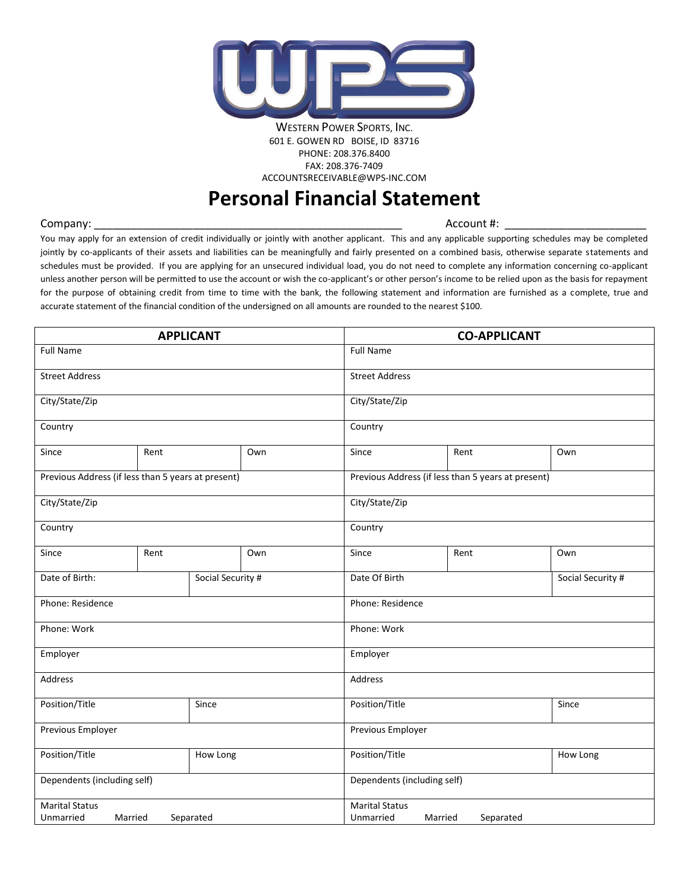WESTERN POWER SPORTS, INC.
601 E. GOWEN RD BOISE, ID 83716
PHONE: 208.376.8400
FAX: 208.376-7409
ACCOUNTSRECEIVABLE@WPS-INC.COM

# Personal Financial Statement

Company: ___________________________________________________ Account #: _______________________

You may apply for an extension of credit individually or jointly with another applicant. This and any applicable supporting schedules may be completed jointly by co-applicants of their assets and liabilities can be meaningfully and fairly presented on a combined basis, otherwise separate statements and schedules must be provided. If you are applying for an unsecured individual load, you do not need to complete any information concerning co-applicant unless another person will be permitted to use the account or wish the co-applicant's or other person's income to be relied upon as the basis for repayment for the purpose of obtaining credit from time to time with the bank, the following statement and information are furnished as a complete, true and accurate statement of the financial condition of the undersigned on all amounts are rounded to the nearest $100.

| APPLICANT | | | CO-APPLICANT | | |
|---|---|---|---|---|---|
| Full Name | | | Full Name | | |
| Street Address | | | Street Address | | |
| City/State/Zip | | | City/State/Zip | | |
| Country | | | Country | | |
| Since | Rent | Own | Since | Rent | Own |
| Previous Address (if less than 5 years at present) | | | Previous Address (if less than 5 years at present) | | |
| City/State/Zip | | | City/State/Zip | | |
| Country | | | Country | | |
| Since | Rent | Own | Since | Rent | Own |
| Date of Birth: | Social Security # | | Date Of Birth | | Social Security # |
| Phone: Residence | | | Phone: Residence | | |
| Phone: Work | | | Phone: Work | | |
| Employer | | | Employer | | |
| Address | | | Address | | |
| Position/Title | Since | | Position/Title | | Since |
| Previous Employer | | | Previous Employer | | |
| Position/Title | How Long | | Position/Title | | How Long |
| Dependents (including self) | | | Dependents (including self) | | |
| Marital Status<br>Unmarried Married Separated | | | Marital Status<br>Unmarried Married Separated | | |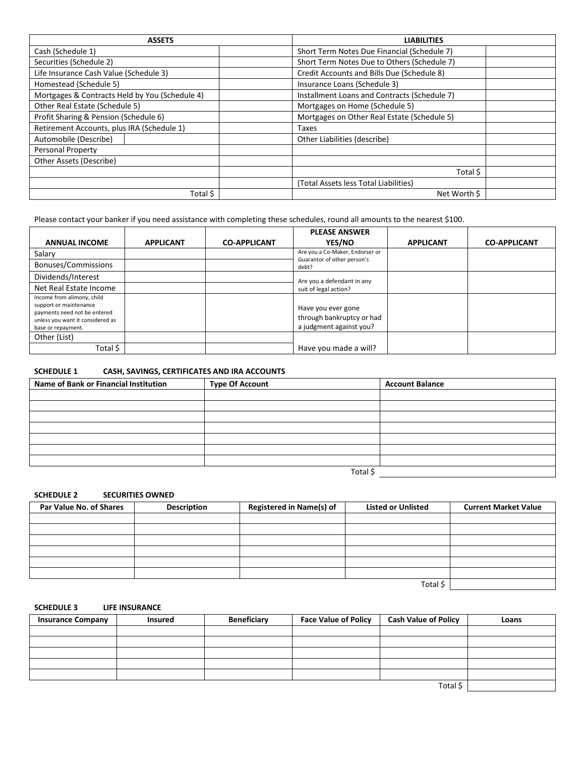| ASSETS | | LIABILITIES | |
|---|---|---|---|
| Cash (Schedule 1) | | Short Term Notes Due Financial (Schedule 7) | |
| Securities (Schedule 2) | | Short Term Notes Due to Others (Schedule 7) | |
| Life Insurance Cash Value (Schedule 3) | | Credit Accounts and Bills Due (Schedule 8) | |
| Homestead (Schedule 5) | | Insurance Loans (Schedule 3) | |
| Mortgages & Contracts Held by You (Schedule 4) | | Installment Loans and Contracts (Schedule 7) | |
| Other Real Estate (Schedule 5) | | Mortgages on Home (Schedule 5) | |
| Profit Sharing & Pension (Schedule 6) | | Mortgages on Other Real Estate (Schedule 5) | |
| Retirement Accounts, plus IRA (Schedule 1) | | Taxes | |
| Automobile (Describe) | | Other Liabilities (describe) | |
| Personal Property | | | |
| Other Assets (Describe) | | | |
| | | Total $ | |
| | | (Total Assets less Total Liabilities) | |
| Total $ | | Net Worth $ | |

Please contact your banker if you need assistance with completing these schedules, round all amounts to the nearest $100.

| ANNUAL INCOME | APPLICANT | CO-APPLICANT | PLEASE ANSWER YES/NO | APPLICANT | CO-APPLICANT |
|---|---|---|---|---|---|
| Salary | | | Are you a Co-Maker, Endorser or Guarantor of other person's debt? | | |
| Bonuses/Commissions | | | | | |
| Dividends/Interest | | | Are you a defendant in any suit of legal action? | | |
| Net Real Estate Income | | | | | |
| Income from alimony, child support or maintenance payments need not be entered unless you want it considered as base or repayment. | | | Have you ever gone through bankruptcy or had a judgment against you? | | |
| Other (List) | | | Have you made a will? | | |
| Total $ | | | | | |

**SCHEDULE 1 CASH, SAVINGS, CERTIFICATES AND IRA ACCOUNTS**

| Name of Bank or Financial Institution | Type Of Account | Account Balance |
|---|---|---|
| | | |
| | | |
| | | |
| | | |
| | | |
| | | |
| | | |
| | Total $ | |

**SCHEDULE 2 SECURITIES OWNED**

| Par Value No. of Shares | Description | Registered in Name(s) of | Listed or Unlisted | Current Market Value |
|---|---|---|---|---|
| | | | | |
| | | | | |
| | | | | |
| | | | | |
| | | | | |
| | | | | |
| | | | Total $ | |

**SCHEDULE 3 LIFE INSURANCE**

| Insurance Company | Insured | Beneficiary | Face Value of Policy | Cash Value of Policy | Loans |
|---|---|---|---|---|---|
| | | | | | |
| | | | | | |
| | | | | | |
| | | | | | |
| | | | | | |
| | | | | Total $ | |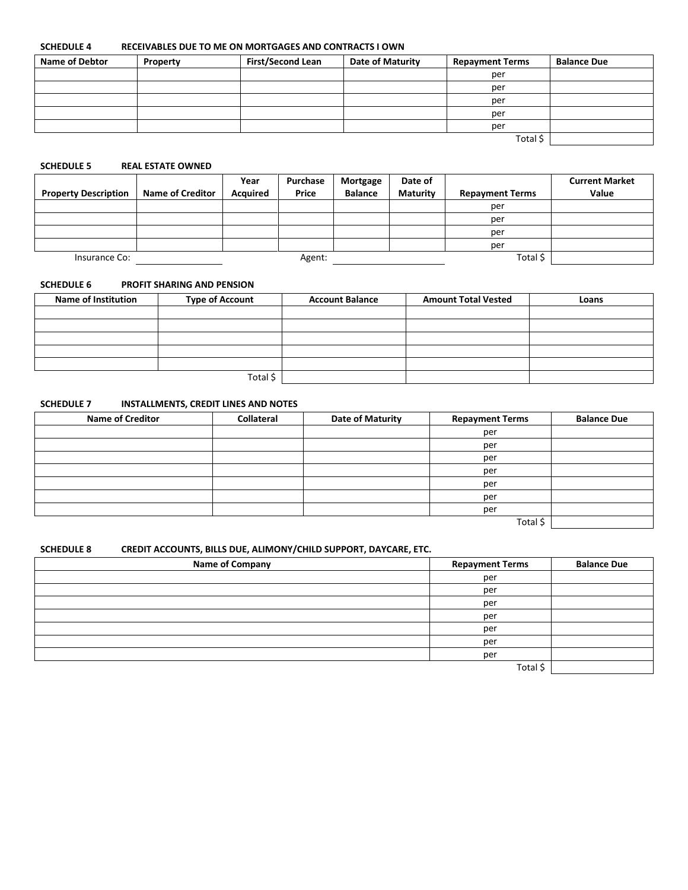**SCHEDULE 4 RECEIVABLES DUE TO ME ON MORTGAGES AND CONTRACTS I OWN**

| Name of Debtor | Property | First/Second Lean | Date of Maturity | Repayment Terms | Balance Due |
|---|---|---|---|---|---|
| | | | | per | |
| | | | | per | |
| | | | | per | |
| | | | | per | |
| | | | | per | |
| | | | | Total $ | |

**SCHEDULE 5 REAL ESTATE OWNED**

| Property Description | Name of Creditor | Year Acquired | Purchase Price | Mortgage Balance | Date of Maturity | Repayment Terms | Current Market Value |
|---|---|---|---|---|---|---|---|
| | | | | | | per | |
| | | | | | | per | |
| | | | | | | per | |
| | | | | | | per | |
| Insurance Co: | | | Agent: | | | Total $ | |

**SCHEDULE 6 PROFIT SHARING AND PENSION**

| Name of Institution | Type of Account | Account Balance | Amount Total Vested | Loans |
|---|---|---|---|---|
| | | | | |
| | | | | |
| | | | | |
| | | | | |
| | | | | |
| | Total $ | | | |

**SCHEDULE 7 INSTALLMENTS, CREDIT LINES AND NOTES**

| Name of Creditor | Collateral | Date of Maturity | Repayment Terms | Balance Due |
|---|---|---|---|---|
| | | | per | |
| | | | per | |
| | | | per | |
| | | | per | |
| | | | per | |
| | | | per | |
| | | | per | |
| | | | Total $ | |

**SCHEDULE 8 CREDIT ACCOUNTS, BILLS DUE, ALIMONY/CHILD SUPPORT, DAYCARE, ETC.**

| Name of Company | Repayment Terms | Balance Due |
|---|---|---|
| | per | |
| | per | |
| | per | |
| | per | |
| | per | |
| | per | |
| | per | |
| | Total $ | |